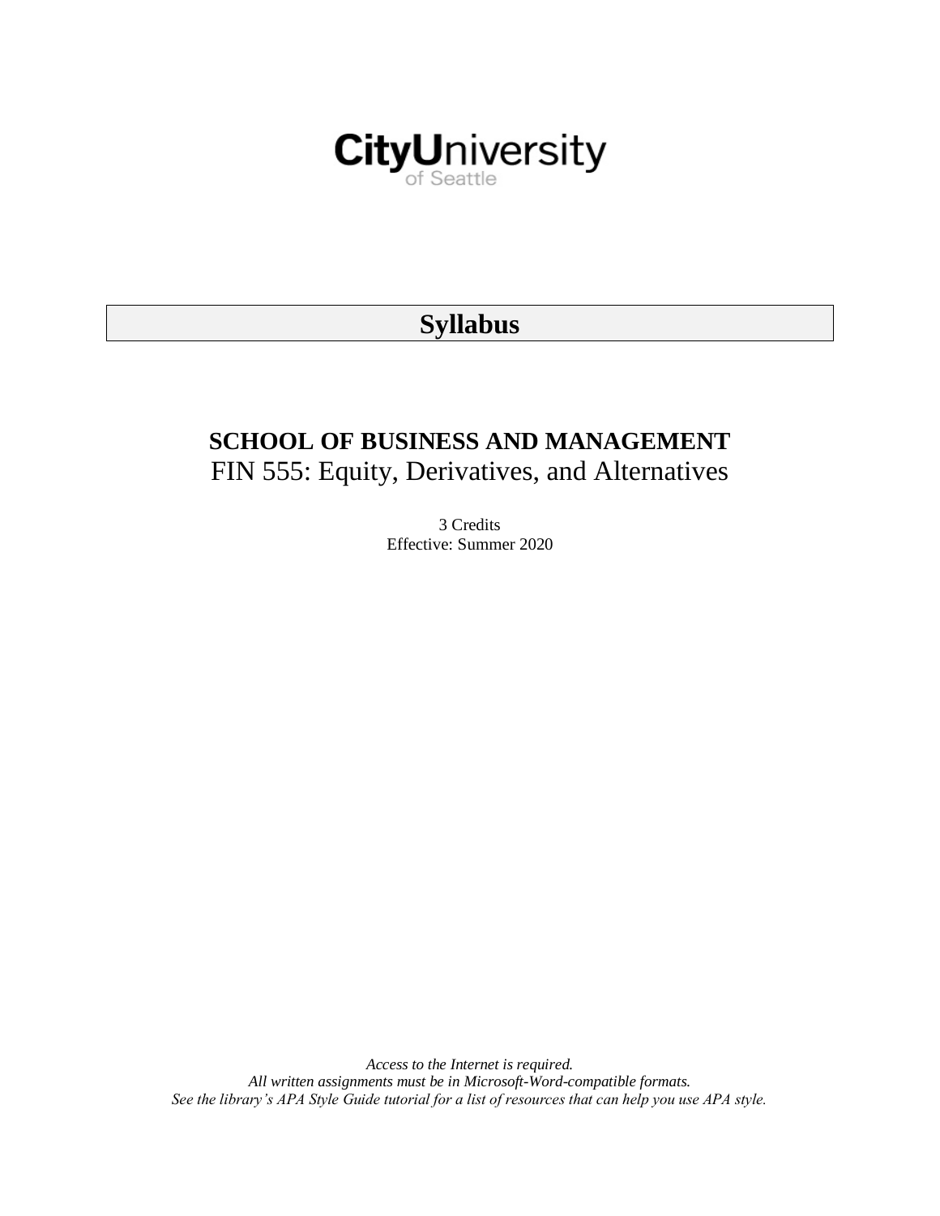CityUniversity of Seattle

# Syllabus

## SCHOOL OF BUSINESS AND MANAGEMENT

FIN 555: Equity, Derivatives, and Alternatives

3 Credits
Effective: Summer 2020

*Access to the Internet is required.*
*All written assignments must be in Microsoft-Word-compatible formats.*
*See the library's APA Style Guide tutorial for a list of resources that can help you use APA style.*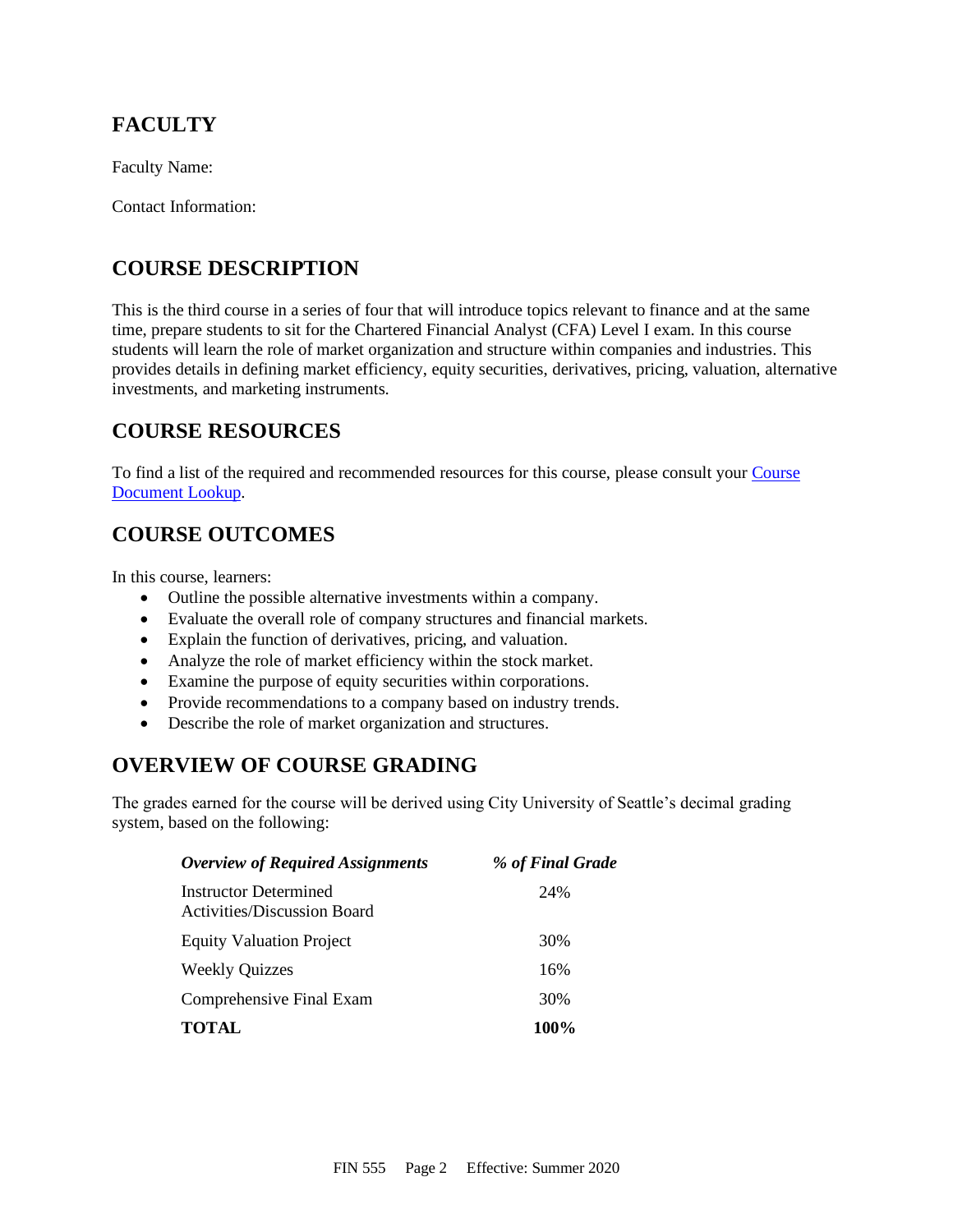## FACULTY

Faculty Name:

Contact Information:

## COURSE DESCRIPTION

This is the third course in a series of four that will introduce topics relevant to finance and at the same time, prepare students to sit for the Chartered Financial Analyst (CFA) Level I exam. In this course students will learn the role of market organization and structure within companies and industries. This provides details in defining market efficiency, equity securities, derivatives, pricing, valuation, alternative investments, and marketing instruments.

## COURSE RESOURCES

To find a list of the required and recommended resources for this course, please consult your [Course Document Lookup](Course Document Lookup).

## COURSE OUTCOMES

In this course, learners:

- Outline the possible alternative investments within a company.
- Evaluate the overall role of company structures and financial markets.
- Explain the function of derivatives, pricing, and valuation.
- Analyze the role of market efficiency within the stock market.
- Examine the purpose of equity securities within corporations.
- Provide recommendations to a company based on industry trends.
- Describe the role of market organization and structures.

## OVERVIEW OF COURSE GRADING

The grades earned for the course will be derived using City University of Seattle's decimal grading system, based on the following:

| *Overview of Required Assignments* | *% of Final Grade* |
|---|---|
| Instructor Determined Activities/Discussion Board | 24% |
| Equity Valuation Project | 30% |
| Weekly Quizzes | 16% |
| Comprehensive Final Exam | 30% |
| **TOTAL** | **100%** |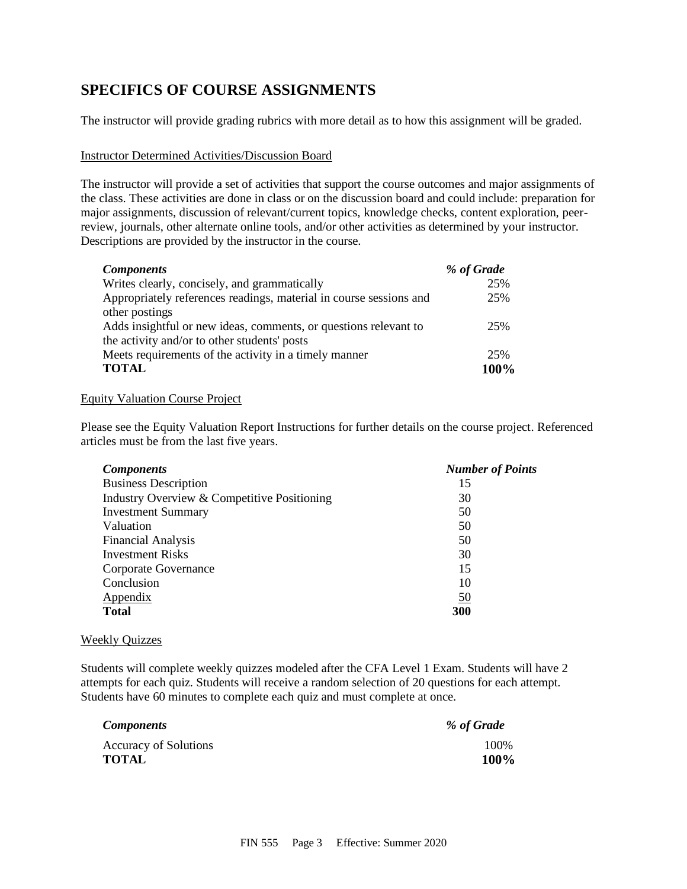## SPECIFICS OF COURSE ASSIGNMENTS

The instructor will provide grading rubrics with more detail as to how this assignment will be graded.

### Instructor Determined Activities/Discussion Board

The instructor will provide a set of activities that support the course outcomes and major assignments of the class. These activities are done in class or on the discussion board and could include: preparation for major assignments, discussion of relevant/current topics, knowledge checks, content exploration, peer-review, journals, other alternate online tools, and/or other activities as determined by your instructor. Descriptions are provided by the instructor in the course.

| *Components* | *% of Grade* |
|---|---|
| Writes clearly, concisely, and grammatically | 25% |
| Appropriately references readings, material in course sessions and other postings | 25% |
| Adds insightful or new ideas, comments, or questions relevant to the activity and/or to other students' posts | 25% |
| Meets requirements of the activity in a timely manner | 25% |
| **TOTAL** | **100%** |

### Equity Valuation Course Project

Please see the Equity Valuation Report Instructions for further details on the course project. Referenced articles must be from the last five years.

| *Components* | *Number of Points* |
|---|---|
| Business Description | 15 |
| Industry Overview & Competitive Positioning | 30 |
| Investment Summary | 50 |
| Valuation | 50 |
| Financial Analysis | 50 |
| Investment Risks | 30 |
| Corporate Governance | 15 |
| Conclusion | 10 |
| Appendix | 50 |
| **Total** | **300** |

### Weekly Quizzes

Students will complete weekly quizzes modeled after the CFA Level 1 Exam. Students will have 2 attempts for each quiz. Students will receive a random selection of 20 questions for each attempt. Students have 60 minutes to complete each quiz and must complete at once.

| *Components* | *% of Grade* |
|---|---|
| Accuracy of Solutions | 100% |
| **TOTAL** | **100%** |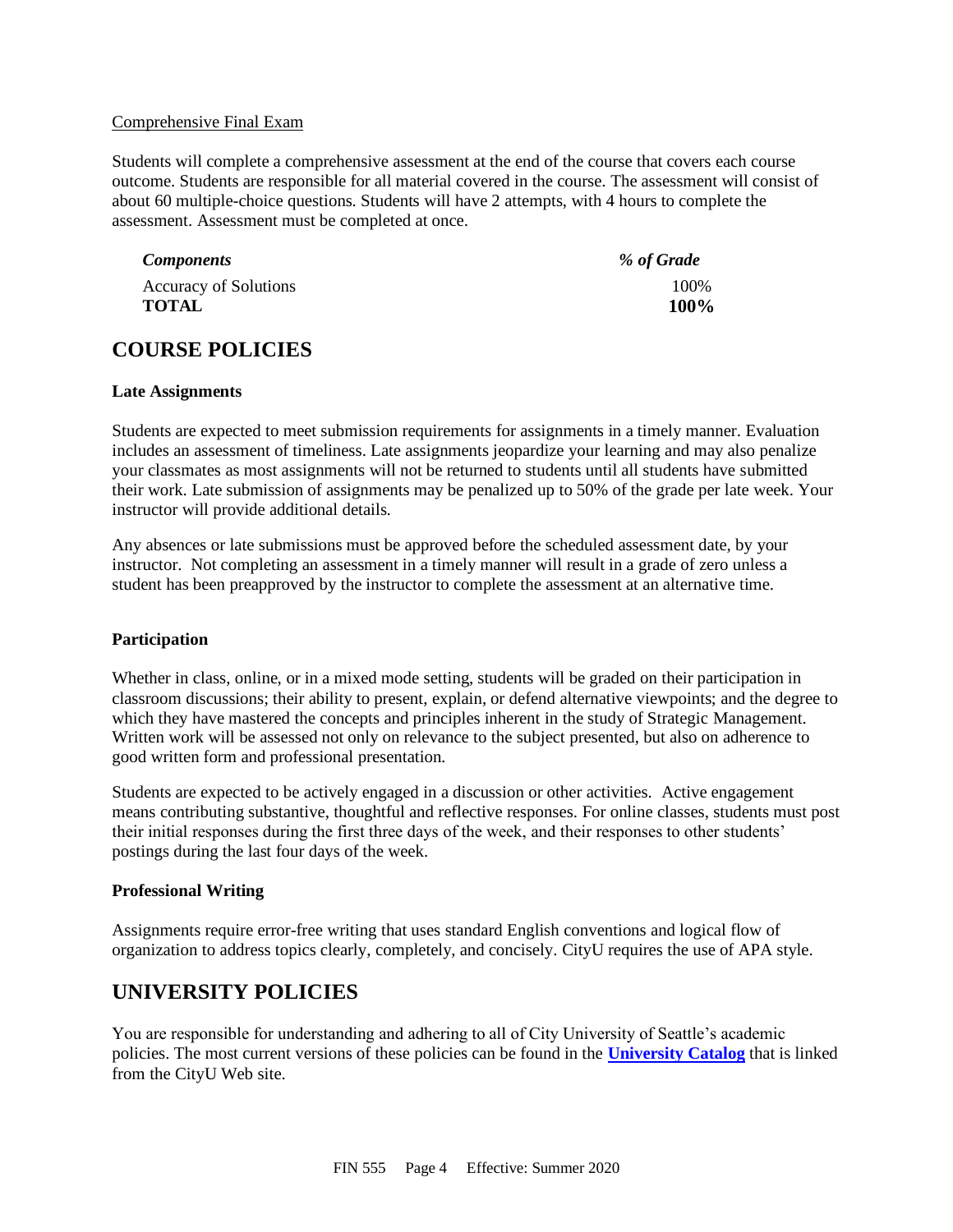Comprehensive Final Exam

Students will complete a comprehensive assessment at the end of the course that covers each course outcome. Students are responsible for all material covered in the course. The assessment will consist of about 60 multiple-choice questions. Students will have 2 attempts, with 4 hours to complete the assessment. Assessment must be completed at once.

| ***Components*** | ***% of Grade*** |
| --- | --- |
| Accuracy of Solutions | 100% |
| **TOTAL** | **100%** |

## COURSE POLICIES

**Late Assignments**

Students are expected to meet submission requirements for assignments in a timely manner. Evaluation includes an assessment of timeliness. Late assignments jeopardize your learning and may also penalize your classmates as most assignments will not be returned to students until all students have submitted their work. Late submission of assignments may be penalized up to 50% of the grade per late week. Your instructor will provide additional details.

Any absences or late submissions must be approved before the scheduled assessment date, by your instructor. Not completing an assessment in a timely manner will result in a grade of zero unless a student has been preapproved by the instructor to complete the assessment at an alternative time.

**Participation**

Whether in class, online, or in a mixed mode setting, students will be graded on their participation in classroom discussions; their ability to present, explain, or defend alternative viewpoints; and the degree to which they have mastered the concepts and principles inherent in the study of Strategic Management. Written work will be assessed not only on relevance to the subject presented, but also on adherence to good written form and professional presentation.

Students are expected to be actively engaged in a discussion or other activities. Active engagement means contributing substantive, thoughtful and reflective responses. For online classes, students must post their initial responses during the first three days of the week, and their responses to other students' postings during the last four days of the week.

**Professional Writing**

Assignments require error-free writing that uses standard English conventions and logical flow of organization to address topics clearly, completely, and concisely. CityU requires the use of APA style.

## UNIVERSITY POLICIES

You are responsible for understanding and adhering to all of City University of Seattle's academic policies. The most current versions of these policies can be found in the **University Catalog** that is linked from the CityU Web site.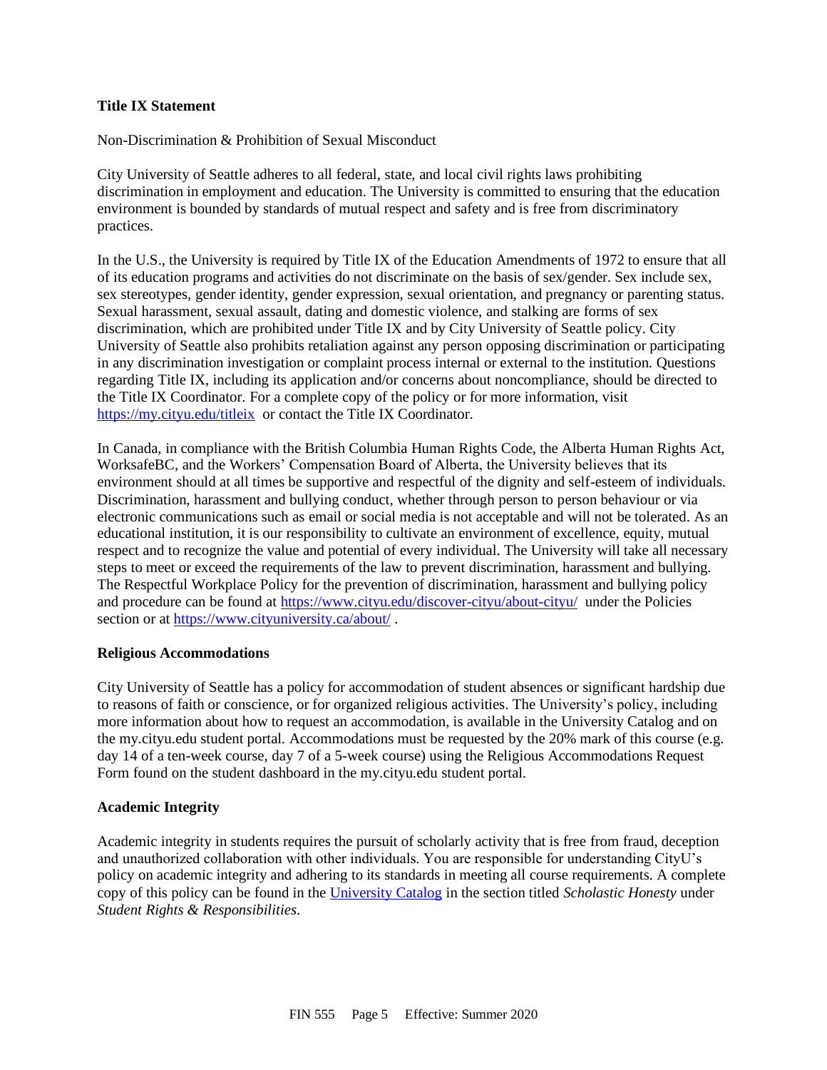**Title IX Statement**

Non-Discrimination & Prohibition of Sexual Misconduct

City University of Seattle adheres to all federal, state, and local civil rights laws prohibiting discrimination in employment and education. The University is committed to ensuring that the education environment is bounded by standards of mutual respect and safety and is free from discriminatory practices.

In the U.S., the University is required by Title IX of the Education Amendments of 1972 to ensure that all of its education programs and activities do not discriminate on the basis of sex/gender. Sex include sex, sex stereotypes, gender identity, gender expression, sexual orientation, and pregnancy or parenting status. Sexual harassment, sexual assault, dating and domestic violence, and stalking are forms of sex discrimination, which are prohibited under Title IX and by City University of Seattle policy. City University of Seattle also prohibits retaliation against any person opposing discrimination or participating in any discrimination investigation or complaint process internal or external to the institution. Questions regarding Title IX, including its application and/or concerns about noncompliance, should be directed to the Title IX Coordinator. For a complete copy of the policy or for more information, visit [https://my.cityu.edu/titleix](https://my.cityu.edu/titleix) or contact the Title IX Coordinator.

In Canada, in compliance with the British Columbia Human Rights Code, the Alberta Human Rights Act, WorksafeBC, and the Workers' Compensation Board of Alberta, the University believes that its environment should at all times be supportive and respectful of the dignity and self-esteem of individuals. Discrimination, harassment and bullying conduct, whether through person to person behaviour or via electronic communications such as email or social media is not acceptable and will not be tolerated. As an educational institution, it is our responsibility to cultivate an environment of excellence, equity, mutual respect and to recognize the value and potential of every individual. The University will take all necessary steps to meet or exceed the requirements of the law to prevent discrimination, harassment and bullying. The Respectful Workplace Policy for the prevention of discrimination, harassment and bullying policy and procedure can be found at [https://www.cityu.edu/discover-cityu/about-cityu/](https://www.cityu.edu/discover-cityu/about-cityu/) under the Policies section or at [https://www.cityuniversity.ca/about/](https://www.cityuniversity.ca/about/) .

**Religious Accommodations**

City University of Seattle has a policy for accommodation of student absences or significant hardship due to reasons of faith or conscience, or for organized religious activities. The University's policy, including more information about how to request an accommodation, is available in the University Catalog and on the my.cityu.edu student portal. Accommodations must be requested by the 20% mark of this course (e.g. day 14 of a ten-week course, day 7 of a 5-week course) using the Religious Accommodations Request Form found on the student dashboard in the my.cityu.edu student portal.

**Academic Integrity**

Academic integrity in students requires the pursuit of scholarly activity that is free from fraud, deception and unauthorized collaboration with other individuals. You are responsible for understanding CityU's policy on academic integrity and adhering to its standards in meeting all course requirements. A complete copy of this policy can be found in the University Catalog in the section titled *Scholastic Honesty* under *Student Rights & Responsibilities*.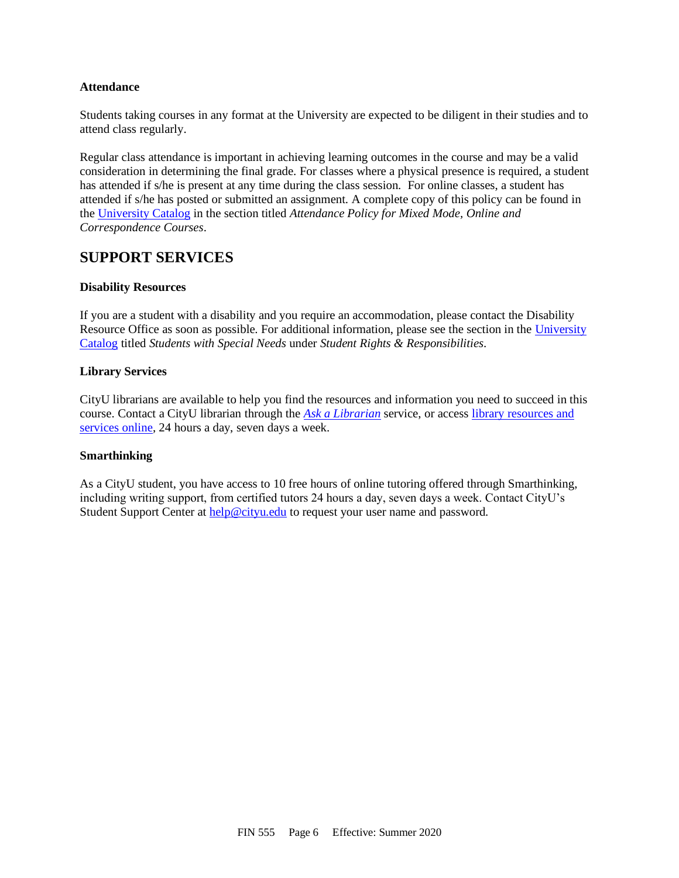### Attendance

Students taking courses in any format at the University are expected to be diligent in their studies and to attend class regularly.

Regular class attendance is important in achieving learning outcomes in the course and may be a valid consideration in determining the final grade. For classes where a physical presence is required, a student has attended if s/he is present at any time during the class session. For online classes, a student has attended if s/he has posted or submitted an assignment. A complete copy of this policy can be found in the University Catalog in the section titled *Attendance Policy for Mixed Mode, Online and Correspondence Courses*.

## SUPPORT SERVICES

### Disability Resources

If you are a student with a disability and you require an accommodation, please contact the Disability Resource Office as soon as possible. For additional information, please see the section in the University Catalog titled *Students with Special Needs* under *Student Rights & Responsibilities*.

### Library Services

CityU librarians are available to help you find the resources and information you need to succeed in this course. Contact a CityU librarian through the *Ask a Librarian* service, or access library resources and services online, 24 hours a day, seven days a week.

### Smarthinking

As a CityU student, you have access to 10 free hours of online tutoring offered through Smarthinking, including writing support, from certified tutors 24 hours a day, seven days a week. Contact CityU's Student Support Center at help@cityu.edu to request your user name and password.